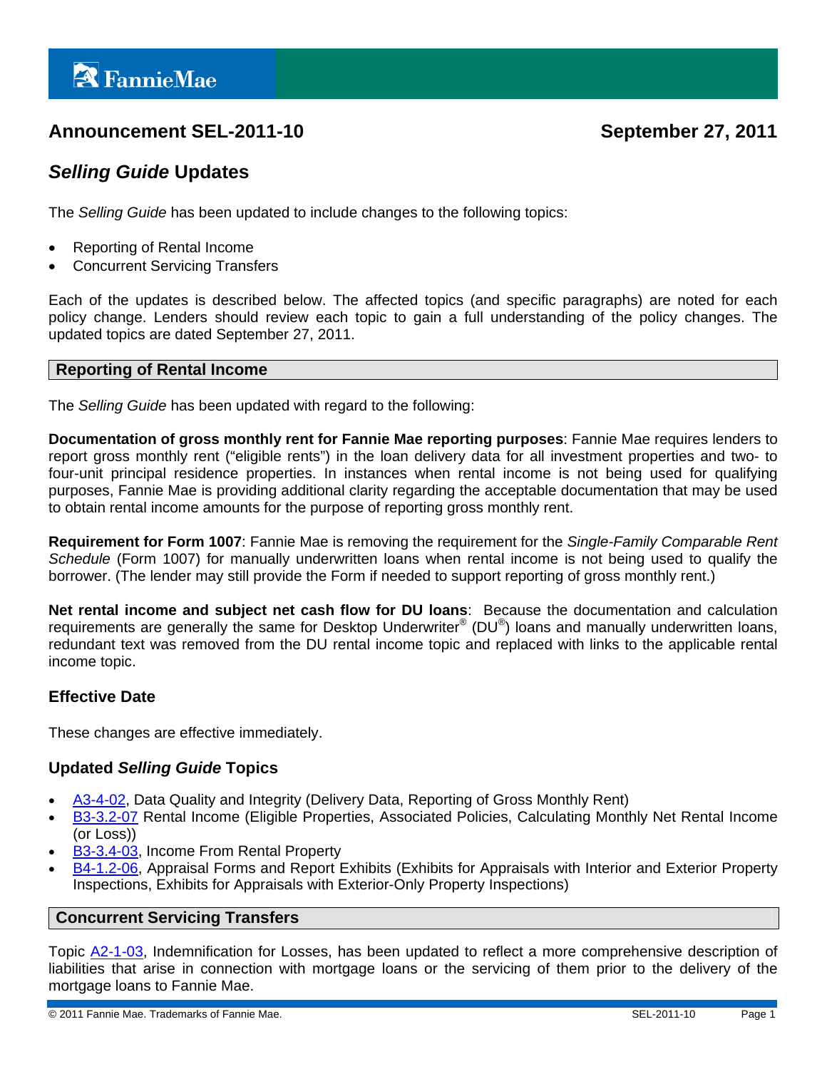# Announcement SEL-2011-10

**September 27, 2011**

## *Selling Guide* Updates

The *Selling Guide* has been updated to include changes to the following topics:

- Reporting of Rental Income
- Concurrent Servicing Transfers

Each of the updates is described below. The affected topics (and specific paragraphs) are noted for each policy change. Lenders should review each topic to gain a full understanding of the policy changes. The updated topics are dated September 27, 2011.

## Reporting of Rental Income

The *Selling Guide* has been updated with regard to the following:

**Documentation of gross monthly rent for Fannie Mae reporting purposes**: Fannie Mae requires lenders to report gross monthly rent ("eligible rents") in the loan delivery data for all investment properties and two- to four-unit principal residence properties. In instances when rental income is not being used for qualifying purposes, Fannie Mae is providing additional clarity regarding the acceptable documentation that may be used to obtain rental income amounts for the purpose of reporting gross monthly rent.

**Requirement for Form 1007**: Fannie Mae is removing the requirement for the *Single-Family Comparable Rent Schedule* (Form 1007) for manually underwritten loans when rental income is not being used to qualify the borrower. (The lender may still provide the Form if needed to support reporting of gross monthly rent.)

**Net rental income and subject net cash flow for DU loans**: Because the documentation and calculation requirements are generally the same for Desktop Underwriter® (DU®) loans and manually underwritten loans, redundant text was removed from the DU rental income topic and replaced with links to the applicable rental income topic.

### Effective Date

These changes are effective immediately.

### Updated *Selling Guide* Topics

- A3-4-02, Data Quality and Integrity (Delivery Data, Reporting of Gross Monthly Rent)
- B3-3.2-07 Rental Income (Eligible Properties, Associated Policies, Calculating Monthly Net Rental Income (or Loss))
- B3-3.4-03, Income From Rental Property
- B4-1.2-06, Appraisal Forms and Report Exhibits (Exhibits for Appraisals with Interior and Exterior Property Inspections, Exhibits for Appraisals with Exterior-Only Property Inspections)

## Concurrent Servicing Transfers

Topic A2-1-03, Indemnification for Losses, has been updated to reflect a more comprehensive description of liabilities that arise in connection with mortgage loans or the servicing of them prior to the delivery of the mortgage loans to Fannie Mae.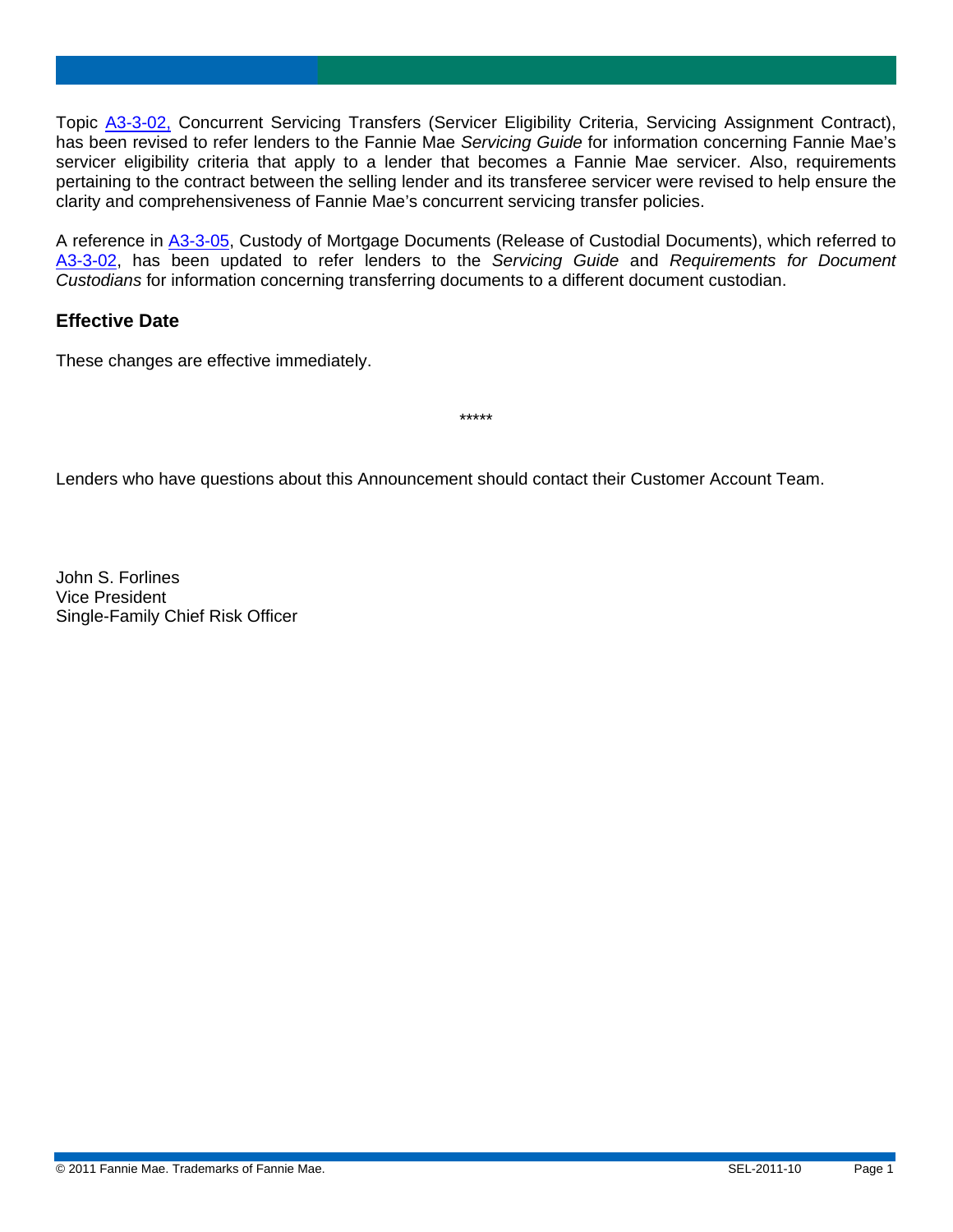Topic A3-3-02, Concurrent Servicing Transfers (Servicer Eligibility Criteria, Servicing Assignment Contract), has been revised to refer lenders to the Fannie Mae *Servicing Guide* for information concerning Fannie Mae's servicer eligibility criteria that apply to a lender that becomes a Fannie Mae servicer. Also, requirements pertaining to the contract between the selling lender and its transferee servicer were revised to help ensure the clarity and comprehensiveness of Fannie Mae's concurrent servicing transfer policies.

A reference in A3-3-05, Custody of Mortgage Documents (Release of Custodial Documents), which referred to A3-3-02, has been updated to refer lenders to the *Servicing Guide* and *Requirements for Document Custodians* for information concerning transferring documents to a different document custodian.

## Effective Date

These changes are effective immediately.

*****

Lenders who have questions about this Announcement should contact their Customer Account Team.

John S. Forlines
Vice President
Single-Family Chief Risk Officer